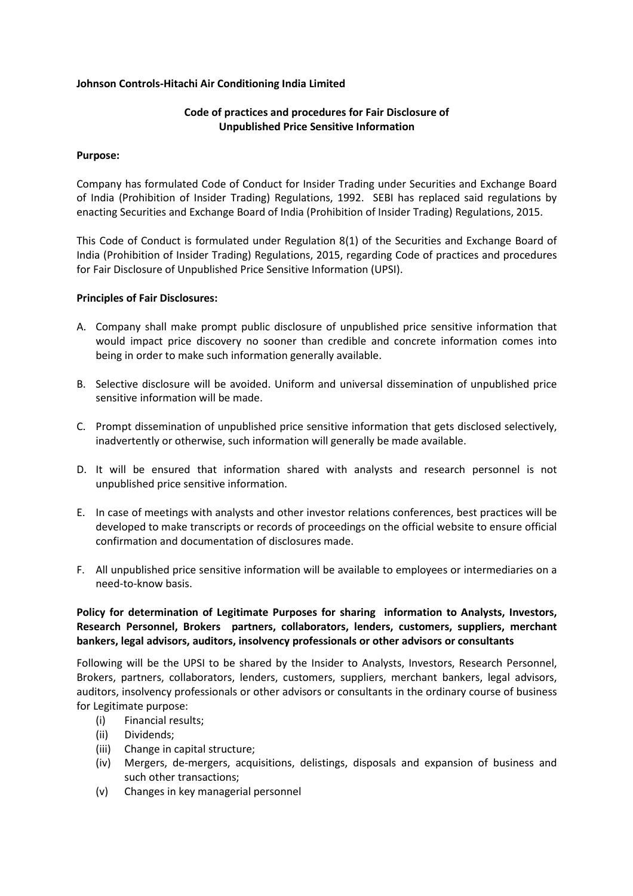**Johnson Controls-Hitachi Air Conditioning India Limited**

**Code of practices and procedures for Fair Disclosure of Unpublished Price Sensitive Information**

**Purpose:**

Company has formulated Code of Conduct for Insider Trading under Securities and Exchange Board of India (Prohibition of Insider Trading) Regulations, 1992. SEBI has replaced said regulations by enacting Securities and Exchange Board of India (Prohibition of Insider Trading) Regulations, 2015.

This Code of Conduct is formulated under Regulation 8(1) of the Securities and Exchange Board of India (Prohibition of Insider Trading) Regulations, 2015, regarding Code of practices and procedures for Fair Disclosure of Unpublished Price Sensitive Information (UPSI).

**Principles of Fair Disclosures:**

A. Company shall make prompt public disclosure of unpublished price sensitive information that would impact price discovery no sooner than credible and concrete information comes into being in order to make such information generally available.

B. Selective disclosure will be avoided. Uniform and universal dissemination of unpublished price sensitive information will be made.

C. Prompt dissemination of unpublished price sensitive information that gets disclosed selectively, inadvertently or otherwise, such information will generally be made available.

D. It will be ensured that information shared with analysts and research personnel is not unpublished price sensitive information.

E. In case of meetings with analysts and other investor relations conferences, best practices will be developed to make transcripts or records of proceedings on the official website to ensure official confirmation and documentation of disclosures made.

F. All unpublished price sensitive information will be available to employees or intermediaries on a need-to-know basis.

**Policy for determination of Legitimate Purposes for sharing information to Analysts, Investors, Research Personnel, Brokers partners, collaborators, lenders, customers, suppliers, merchant bankers, legal advisors, auditors, insolvency professionals or other advisors or consultants**

Following will be the UPSI to be shared by the Insider to Analysts, Investors, Research Personnel, Brokers, partners, collaborators, lenders, customers, suppliers, merchant bankers, legal advisors, auditors, insolvency professionals or other advisors or consultants in the ordinary course of business for Legitimate purpose:

(i) Financial results;
(ii) Dividends;
(iii) Change in capital structure;
(iv) Mergers, de-mergers, acquisitions, delistings, disposals and expansion of business and such other transactions;
(v) Changes in key managerial personnel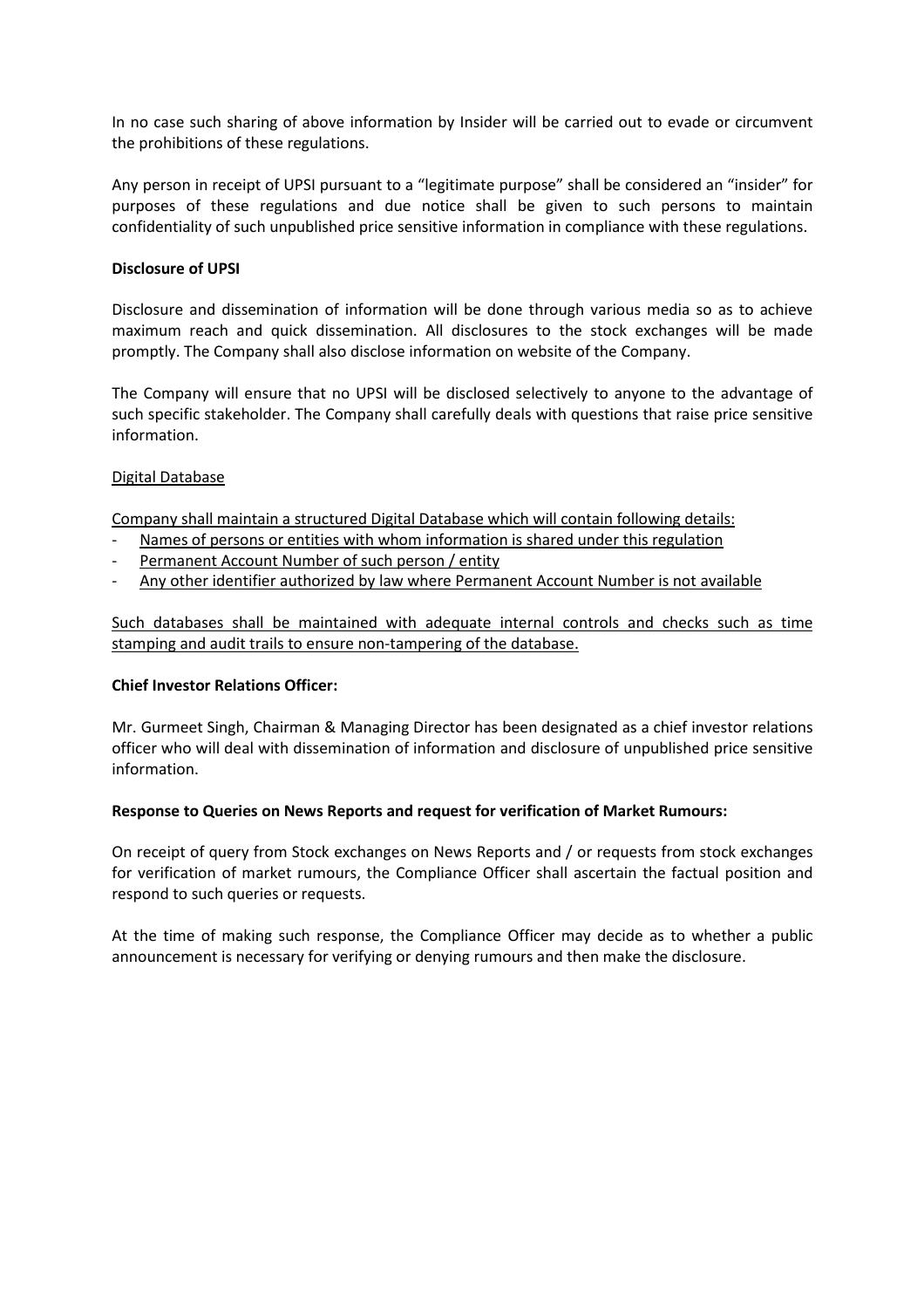In no case such sharing of above information by Insider will be carried out to evade or circumvent the prohibitions of these regulations.

Any person in receipt of UPSI pursuant to a "legitimate purpose" shall be considered an "insider" for purposes of these regulations and due notice shall be given to such persons to maintain confidentiality of such unpublished price sensitive information in compliance with these regulations.

**Disclosure of UPSI**

Disclosure and dissemination of information will be done through various media so as to achieve maximum reach and quick dissemination. All disclosures to the stock exchanges will be made promptly. The Company shall also disclose information on website of the Company.

The Company will ensure that no UPSI will be disclosed selectively to anyone to the advantage of such specific stakeholder. The Company shall carefully deals with questions that raise price sensitive information.

<u>Digital Database</u>

<u>Company shall maintain a structured Digital Database which will contain following details:</u>

- <u>Names of persons or entities with whom information is shared under this regulation</u>
- <u>Permanent Account Number of such person / entity</u>
- <u>Any other identifier authorized by law where Permanent Account Number is not available</u>

<u>Such databases shall be maintained with adequate internal controls and checks such as time stamping and audit trails to ensure non-tampering of the database.</u>

**Chief Investor Relations Officer:**

Mr. Gurmeet Singh, Chairman & Managing Director has been designated as a chief investor relations officer who will deal with dissemination of information and disclosure of unpublished price sensitive information.

**Response to Queries on News Reports and request for verification of Market Rumours:**

On receipt of query from Stock exchanges on News Reports and / or requests from stock exchanges for verification of market rumours, the Compliance Officer shall ascertain the factual position and respond to such queries or requests.

At the time of making such response, the Compliance Officer may decide as to whether a public announcement is necessary for verifying or denying rumours and then make the disclosure.